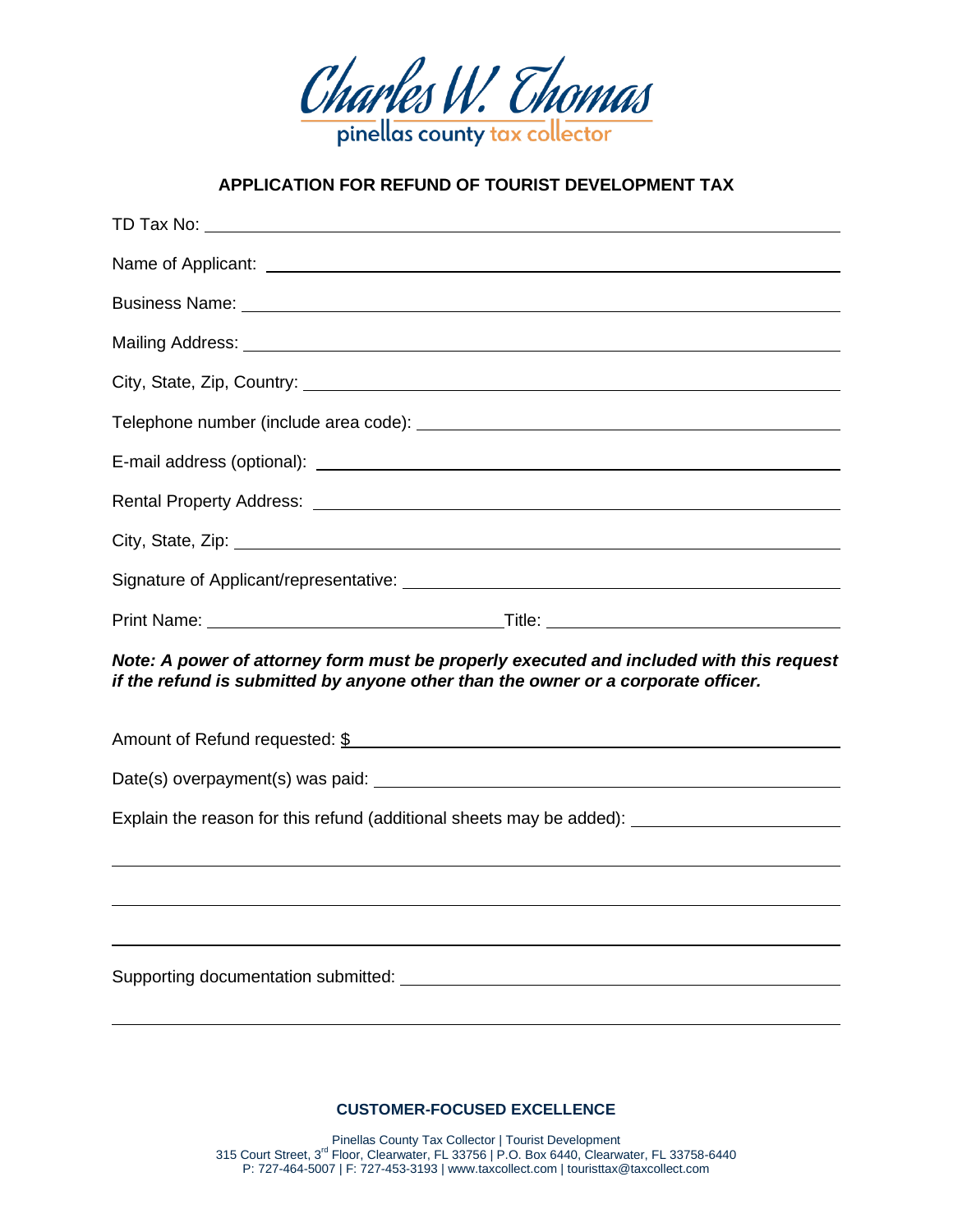Charles W. Thomas
pinellas county tax collector

## APPLICATION FOR REFUND OF TOURIST DEVELOPMENT TAX

TD Tax No: ______________________________________________

Name of Applicant: ______________________________________________

Business Name: ______________________________________________

Mailing Address: ______________________________________________

City, State, Zip, Country: ______________________________________________

Telephone number (include area code): ______________________________________________

E-mail address (optional): ______________________________________________

Rental Property Address: ______________________________________________

City, State, Zip: ______________________________________________

Signature of Applicant/representative: ______________________________________________

Print Name: ______________________ Title: ______________________

***Note: A power of attorney form must be properly executed and included with this request if the refund is submitted by anyone other than the owner or a corporate officer.***

Amount of Refund requested: $______________________________________________

Date(s) overpayment(s) was paid: ______________________________________________

Explain the reason for this refund (additional sheets may be added): ______________________

______________________________________________

______________________________________________

______________________________________________

Supporting documentation submitted: ______________________________________________

______________________________________________

**CUSTOMER-FOCUSED EXCELLENCE**

Pinellas County Tax Collector | Tourist Development
315 Court Street, 3rd Floor, Clearwater, FL 33756 | P.O. Box 6440, Clearwater, FL 33758-6440
P: 727-464-5007 | F: 727-453-3193 | www.taxcollect.com | touristtax@taxcollect.com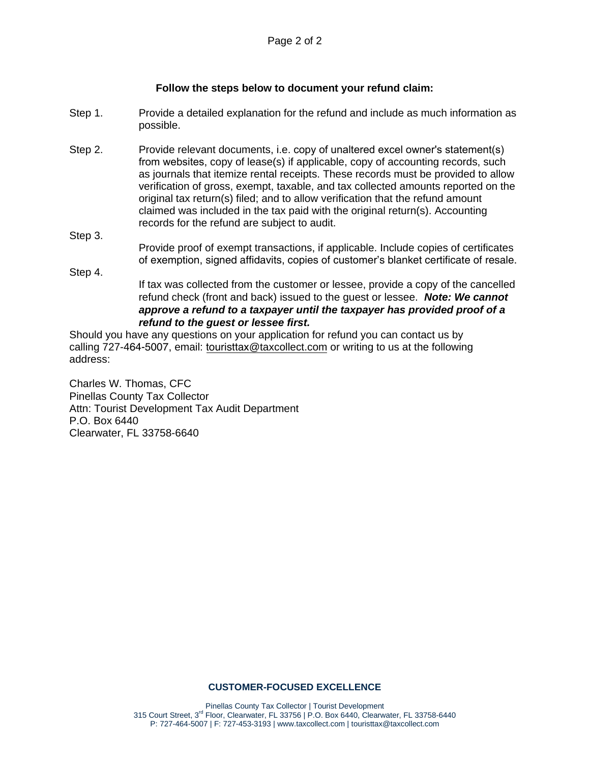**Follow the steps below to document your refund claim:**

Step 1. Provide a detailed explanation for the refund and include as much information as possible.

Step 2. Provide relevant documents, i.e. copy of unaltered excel owner's statement(s) from websites, copy of lease(s) if applicable, copy of accounting records, such as journals that itemize rental receipts. These records must be provided to allow verification of gross, exempt, taxable, and tax collected amounts reported on the original tax return(s) filed; and to allow verification that the refund amount claimed was included in the tax paid with the original return(s). Accounting records for the refund are subject to audit.

Step 3. Provide proof of exempt transactions, if applicable. Include copies of certificates of exemption, signed affidavits, copies of customer's blanket certificate of resale.

Step 4. If tax was collected from the customer or lessee, provide a copy of the cancelled refund check (front and back) issued to the guest or lessee. ***Note: We cannot approve a refund to a taxpayer until the taxpayer has provided proof of a refund to the guest or lessee first.***

Should you have any questions on your application for refund you can contact us by calling 727-464-5007, email: touristtax@taxcollect.com or writing to us at the following address:

Charles W. Thomas, CFC
Pinellas County Tax Collector
Attn: Tourist Development Tax Audit Department
P.O. Box 6440
Clearwater, FL 33758-6640

**CUSTOMER-FOCUSED EXCELLENCE**

Pinellas County Tax Collector | Tourist Development
315 Court Street, 3rd Floor, Clearwater, FL 33756 | P.O. Box 6440, Clearwater, FL 33758-6440
P: 727-464-5007 | F: 727-453-3193 | www.taxcollect.com | touristtax@taxcollect.com